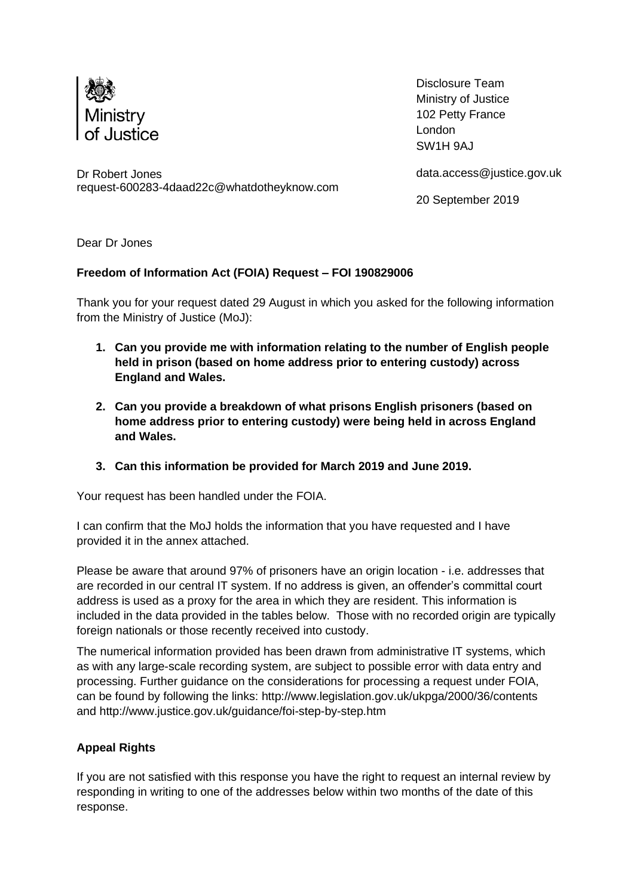Ministry of Justice

Disclosure Team
Ministry of Justice
102 Petty France
London
SW1H 9AJ

data.access@justice.gov.uk

Dr Robert Jones
request-600283-4daad22c@whatdotheyknow.com

20 September 2019

Dear Dr Jones

**Freedom of Information Act (FOIA) Request – FOI 190829006**

Thank you for your request dated 29 August in which you asked for the following information from the Ministry of Justice (MoJ):

1. **Can you provide me with information relating to the number of English people held in prison (based on home address prior to entering custody) across England and Wales.**
2. **Can you provide a breakdown of what prisons English prisoners (based on home address prior to entering custody) were being held in across England and Wales.**
3. **Can this information be provided for March 2019 and June 2019.**

Your request has been handled under the FOIA.

I can confirm that the MoJ holds the information that you have requested and I have provided it in the annex attached.

Please be aware that around 97% of prisoners have an origin location - i.e. addresses that are recorded in our central IT system. If no address is given, an offender's committal court address is used as a proxy for the area in which they are resident. This information is included in the data provided in the tables below. Those with no recorded origin are typically foreign nationals or those recently received into custody.

The numerical information provided has been drawn from administrative IT systems, which as with any large-scale recording system, are subject to possible error with data entry and processing. Further guidance on the considerations for processing a request under FOIA, can be found by following the links: http://www.legislation.gov.uk/ukpga/2000/36/contents and http://www.justice.gov.uk/guidance/foi-step-by-step.htm

**Appeal Rights**

If you are not satisfied with this response you have the right to request an internal review by responding in writing to one of the addresses below within two months of the date of this response.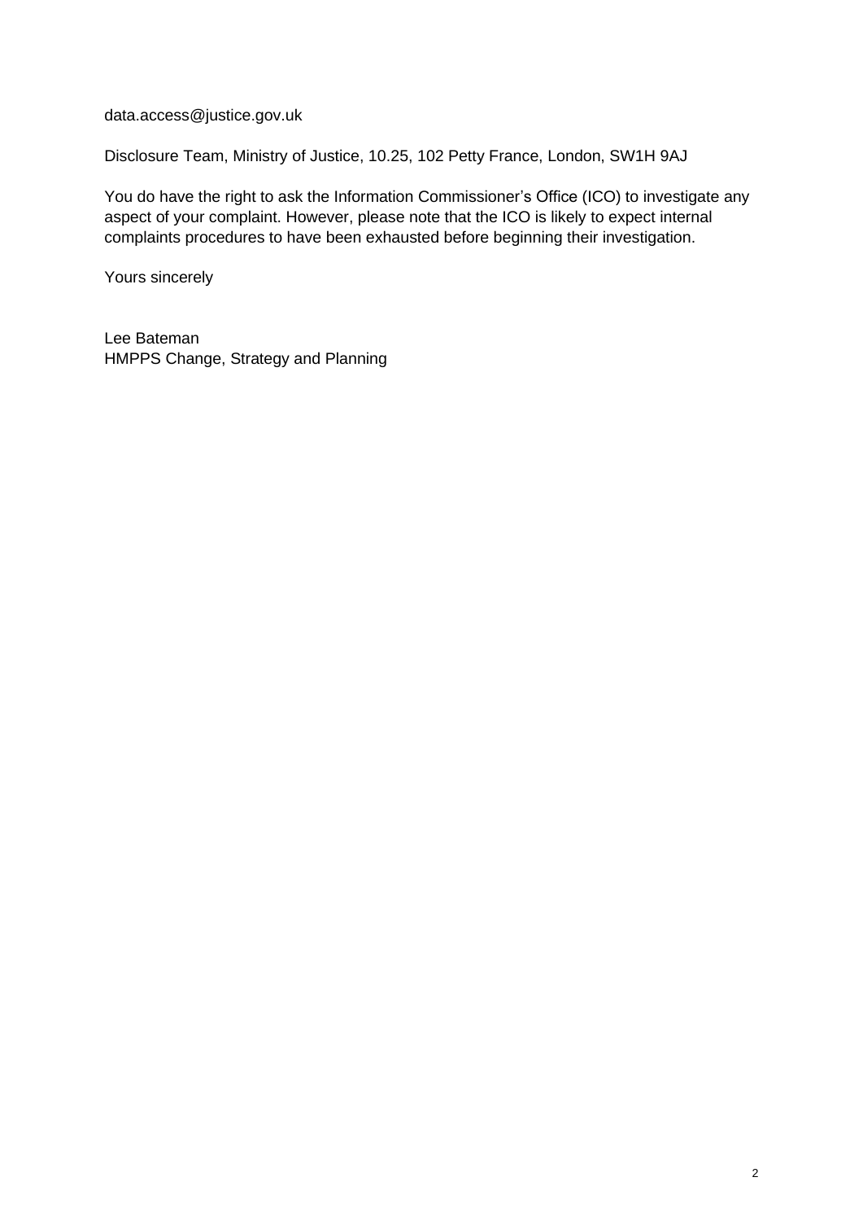data.access@justice.gov.uk

Disclosure Team, Ministry of Justice, 10.25, 102 Petty France, London, SW1H 9AJ

You do have the right to ask the Information Commissioner's Office (ICO) to investigate any aspect of your complaint. However, please note that the ICO is likely to expect internal complaints procedures to have been exhausted before beginning their investigation.

Yours sincerely

Lee Bateman
HMPPS Change, Strategy and Planning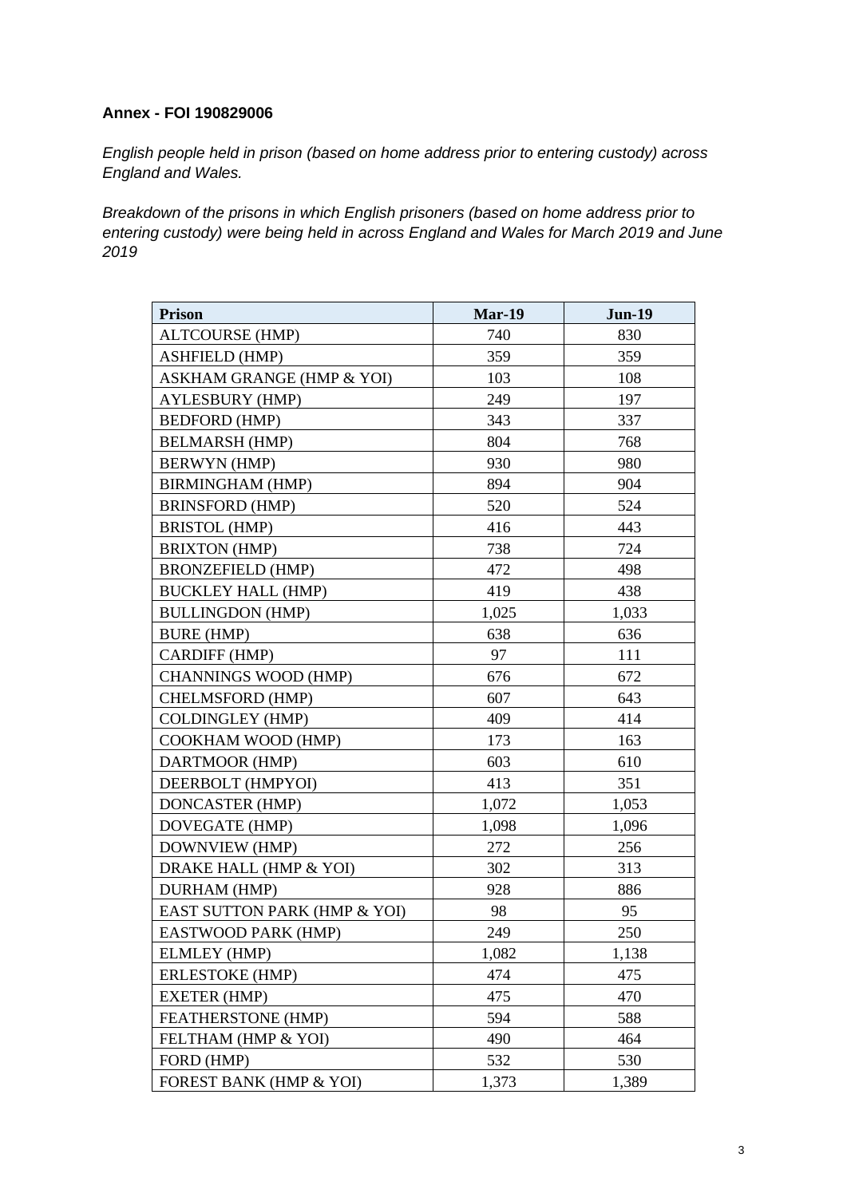**Annex - FOI 190829006**

*English people held in prison (based on home address prior to entering custody) across England and Wales.*

*Breakdown of the prisons in which English prisoners (based on home address prior to entering custody) were being held in across England and Wales for March 2019 and June 2019*

| Prison | Mar-19 | Jun-19 |
|---|---|---|
| ALTCOURSE (HMP) | 740 | 830 |
| ASHFIELD (HMP) | 359 | 359 |
| ASKHAM GRANGE (HMP & YOI) | 103 | 108 |
| AYLESBURY (HMP) | 249 | 197 |
| BEDFORD (HMP) | 343 | 337 |
| BELMARSH (HMP) | 804 | 768 |
| BERWYN (HMP) | 930 | 980 |
| BIRMINGHAM (HMP) | 894 | 904 |
| BRINSFORD (HMP) | 520 | 524 |
| BRISTOL (HMP) | 416 | 443 |
| BRIXTON (HMP) | 738 | 724 |
| BRONZEFIELD (HMP) | 472 | 498 |
| BUCKLEY HALL (HMP) | 419 | 438 |
| BULLINGDON (HMP) | 1,025 | 1,033 |
| BURE (HMP) | 638 | 636 |
| CARDIFF (HMP) | 97 | 111 |
| CHANNINGS WOOD (HMP) | 676 | 672 |
| CHELMSFORD (HMP) | 607 | 643 |
| COLDINGLEY (HMP) | 409 | 414 |
| COOKHAM WOOD (HMP) | 173 | 163 |
| DARTMOOR (HMP) | 603 | 610 |
| DEERBOLT (HMPYOI) | 413 | 351 |
| DONCASTER (HMP) | 1,072 | 1,053 |
| DOVEGATE (HMP) | 1,098 | 1,096 |
| DOWNVIEW (HMP) | 272 | 256 |
| DRAKE HALL (HMP & YOI) | 302 | 313 |
| DURHAM (HMP) | 928 | 886 |
| EAST SUTTON PARK (HMP & YOI) | 98 | 95 |
| EASTWOOD PARK (HMP) | 249 | 250 |
| ELMLEY (HMP) | 1,082 | 1,138 |
| ERLESTOKE (HMP) | 474 | 475 |
| EXETER (HMP) | 475 | 470 |
| FEATHERSTONE (HMP) | 594 | 588 |
| FELTHAM (HMP & YOI) | 490 | 464 |
| FORD (HMP) | 532 | 530 |
| FOREST BANK (HMP & YOI) | 1,373 | 1,389 |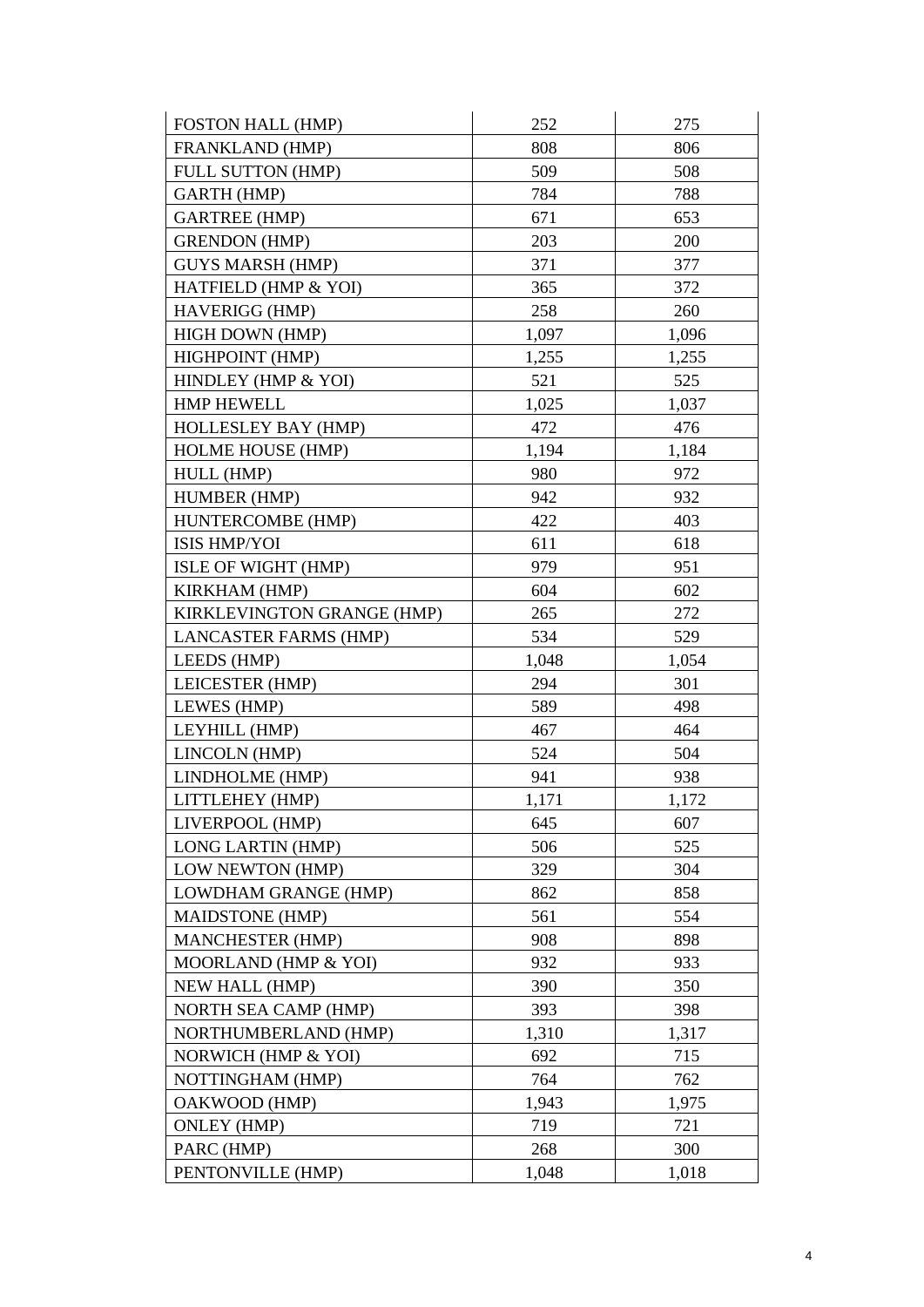| | | |
|---|---|---|
| FOSTON HALL (HMP) | 252 | 275 |
| FRANKLAND (HMP) | 808 | 806 |
| FULL SUTTON (HMP) | 509 | 508 |
| GARTH (HMP) | 784 | 788 |
| GARTREE (HMP) | 671 | 653 |
| GRENDON (HMP) | 203 | 200 |
| GUYS MARSH (HMP) | 371 | 377 |
| HATFIELD (HMP & YOI) | 365 | 372 |
| HAVERIGG (HMP) | 258 | 260 |
| HIGH DOWN (HMP) | 1,097 | 1,096 |
| HIGHPOINT (HMP) | 1,255 | 1,255 |
| HINDLEY (HMP & YOI) | 521 | 525 |
| HMP HEWELL | 1,025 | 1,037 |
| HOLLESLEY BAY (HMP) | 472 | 476 |
| HOLME HOUSE (HMP) | 1,194 | 1,184 |
| HULL (HMP) | 980 | 972 |
| HUMBER (HMP) | 942 | 932 |
| HUNTERCOMBE (HMP) | 422 | 403 |
| ISIS HMP/YOI | 611 | 618 |
| ISLE OF WIGHT (HMP) | 979 | 951 |
| KIRKHAM (HMP) | 604 | 602 |
| KIRKLEVINGTON GRANGE (HMP) | 265 | 272 |
| LANCASTER FARMS (HMP) | 534 | 529 |
| LEEDS (HMP) | 1,048 | 1,054 |
| LEICESTER (HMP) | 294 | 301 |
| LEWES (HMP) | 589 | 498 |
| LEYHILL (HMP) | 467 | 464 |
| LINCOLN (HMP) | 524 | 504 |
| LINDHOLME (HMP) | 941 | 938 |
| LITTLEHEY (HMP) | 1,171 | 1,172 |
| LIVERPOOL (HMP) | 645 | 607 |
| LONG LARTIN (HMP) | 506 | 525 |
| LOW NEWTON (HMP) | 329 | 304 |
| LOWDHAM GRANGE (HMP) | 862 | 858 |
| MAIDSTONE (HMP) | 561 | 554 |
| MANCHESTER (HMP) | 908 | 898 |
| MOORLAND (HMP & YOI) | 932 | 933 |
| NEW HALL (HMP) | 390 | 350 |
| NORTH SEA CAMP (HMP) | 393 | 398 |
| NORTHUMBERLAND (HMP) | 1,310 | 1,317 |
| NORWICH (HMP & YOI) | 692 | 715 |
| NOTTINGHAM (HMP) | 764 | 762 |
| OAKWOOD (HMP) | 1,943 | 1,975 |
| ONLEY (HMP) | 719 | 721 |
| PARC (HMP) | 268 | 300 |
| PENTONVILLE (HMP) | 1,048 | 1,018 |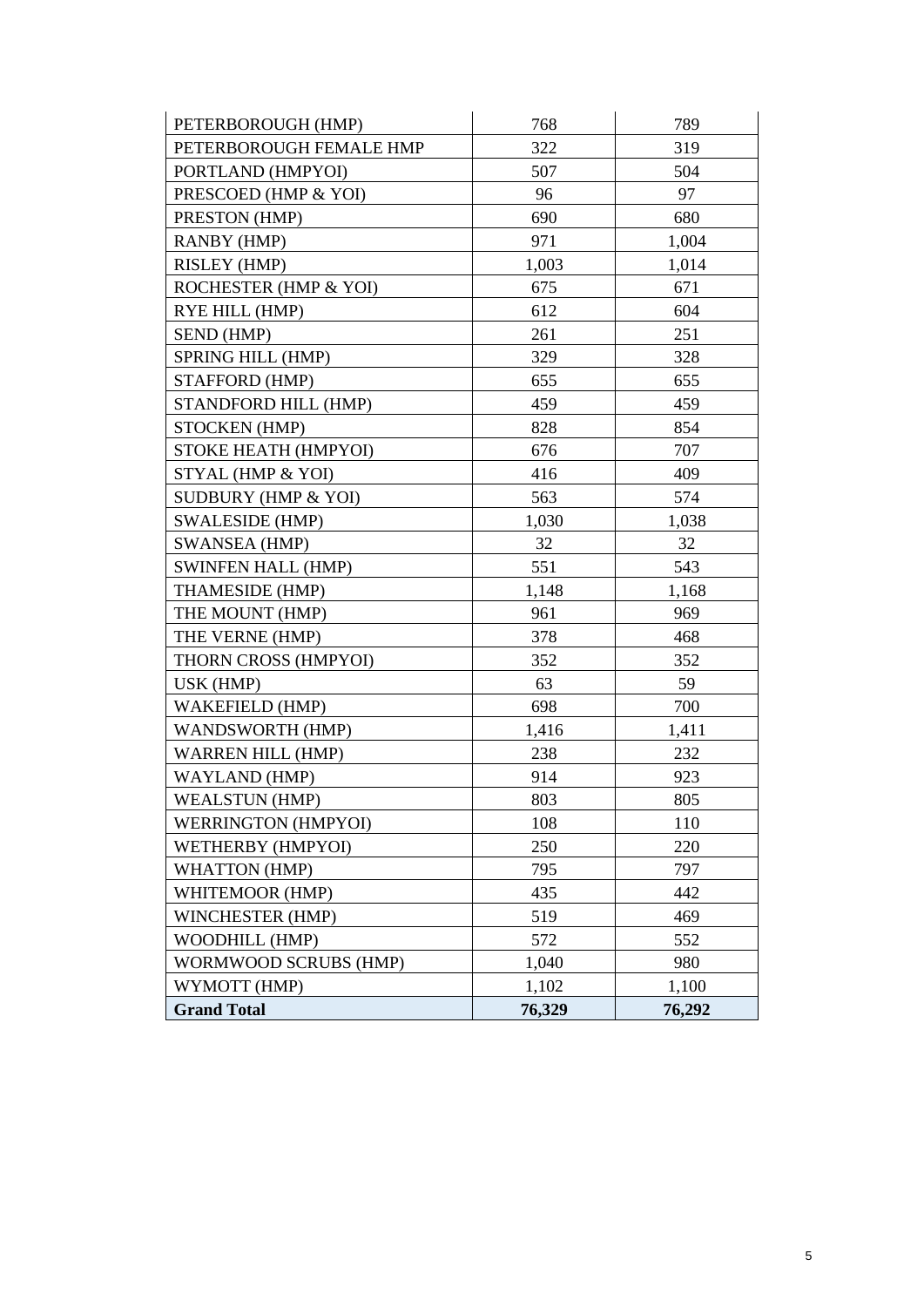| | | |
|---|---|---|
| PETERBOROUGH (HMP) | 768 | 789 |
| PETERBOROUGH FEMALE HMP | 322 | 319 |
| PORTLAND (HMPYOI) | 507 | 504 |
| PRESCOED (HMP & YOI) | 96 | 97 |
| PRESTON (HMP) | 690 | 680 |
| RANBY (HMP) | 971 | 1,004 |
| RISLEY (HMP) | 1,003 | 1,014 |
| ROCHESTER (HMP & YOI) | 675 | 671 |
| RYE HILL (HMP) | 612 | 604 |
| SEND (HMP) | 261 | 251 |
| SPRING HILL (HMP) | 329 | 328 |
| STAFFORD (HMP) | 655 | 655 |
| STANDFORD HILL (HMP) | 459 | 459 |
| STOCKEN (HMP) | 828 | 854 |
| STOKE HEATH (HMPYOI) | 676 | 707 |
| STYAL (HMP & YOI) | 416 | 409 |
| SUDBURY (HMP & YOI) | 563 | 574 |
| SWALESIDE (HMP) | 1,030 | 1,038 |
| SWANSEA (HMP) | 32 | 32 |
| SWINFEN HALL (HMP) | 551 | 543 |
| THAMESIDE (HMP) | 1,148 | 1,168 |
| THE MOUNT (HMP) | 961 | 969 |
| THE VERNE (HMP) | 378 | 468 |
| THORN CROSS (HMPYOI) | 352 | 352 |
| USK (HMP) | 63 | 59 |
| WAKEFIELD (HMP) | 698 | 700 |
| WANDSWORTH (HMP) | 1,416 | 1,411 |
| WARREN HILL (HMP) | 238 | 232 |
| WAYLAND (HMP) | 914 | 923 |
| WEALSTUN (HMP) | 803 | 805 |
| WERRINGTON (HMPYOI) | 108 | 110 |
| WETHERBY (HMPYOI) | 250 | 220 |
| WHATTON (HMP) | 795 | 797 |
| WHITEMOOR (HMP) | 435 | 442 |
| WINCHESTER (HMP) | 519 | 469 |
| WOODHILL (HMP) | 572 | 552 |
| WORMWOOD SCRUBS (HMP) | 1,040 | 980 |
| WYMOTT (HMP) | 1,102 | 1,100 |
| **Grand Total** | **76,329** | **76,292** |